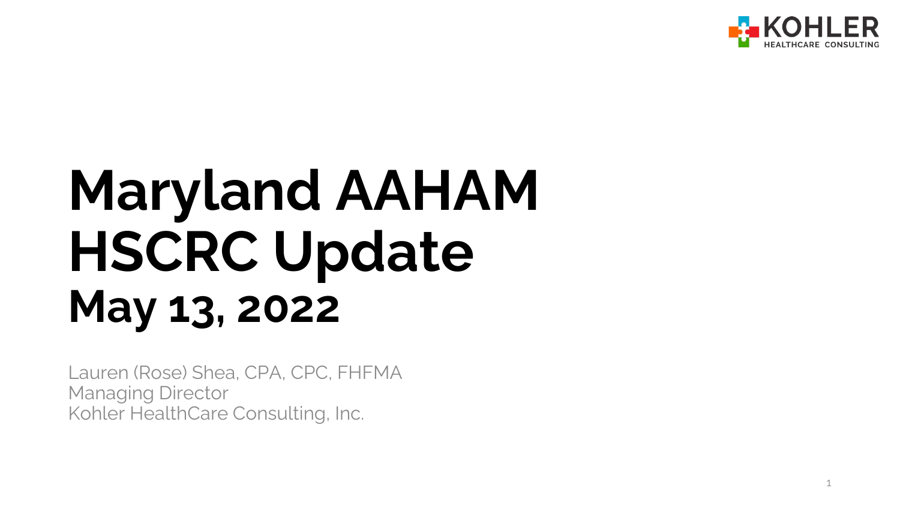KOHLER HEALTHCARE CONSULTING

# Maryland AAHAM HSCRC Update

## May 13, 2022

Lauren (Rose) Shea, CPA, CPC, FHFMA  
Managing Director  
Kohler HealthCare Consulting, Inc.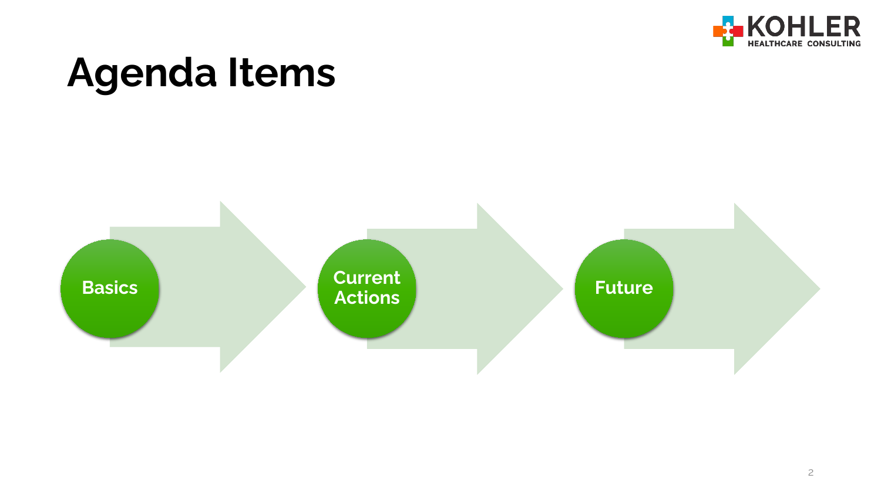# Agenda Items

- Basics
- Current Actions
- Future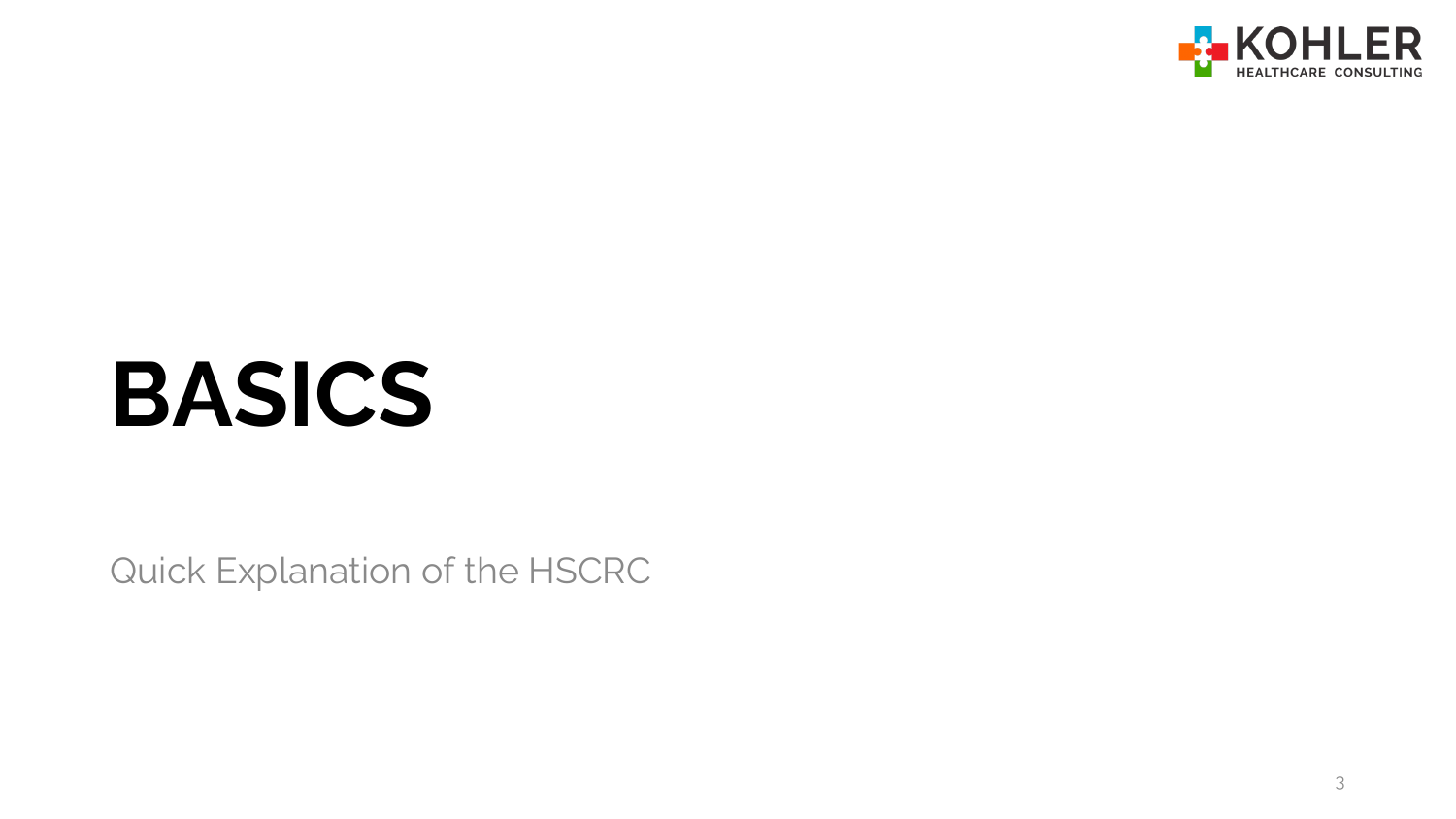# BASICS

Quick Explanation of the HSCRC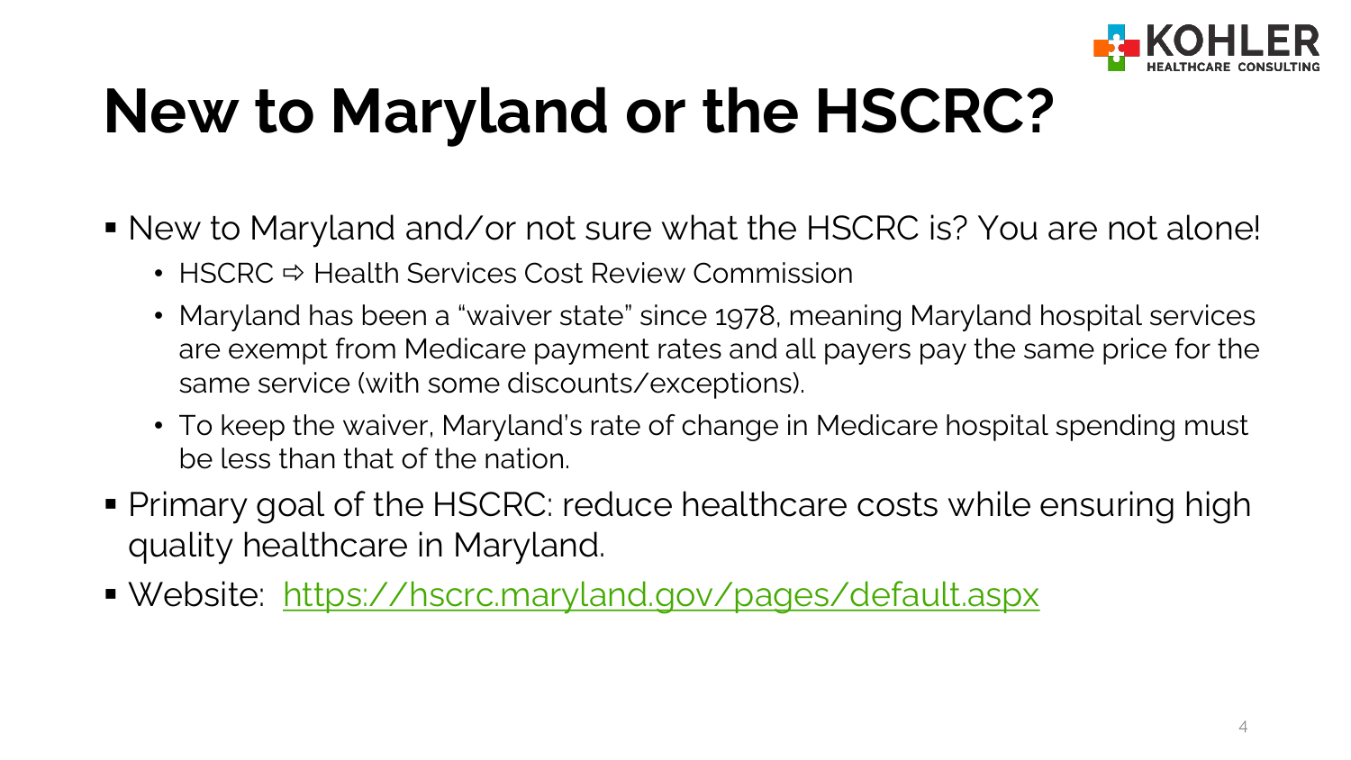# New to Maryland or the HSCRC?

- New to Maryland and/or not sure what the HSCRC is? You are not alone!
  - HSCRC ⇨ Health Services Cost Review Commission
  - Maryland has been a "waiver state" since 1978, meaning Maryland hospital services are exempt from Medicare payment rates and all payers pay the same price for the same service (with some discounts/exceptions).
  - To keep the waiver, Maryland's rate of change in Medicare hospital spending must be less than that of the nation.
- Primary goal of the HSCRC: reduce healthcare costs while ensuring high quality healthcare in Maryland.
- Website: [https://hscrc.maryland.gov/pages/default.aspx](https://hscrc.maryland.gov/pages/default.aspx)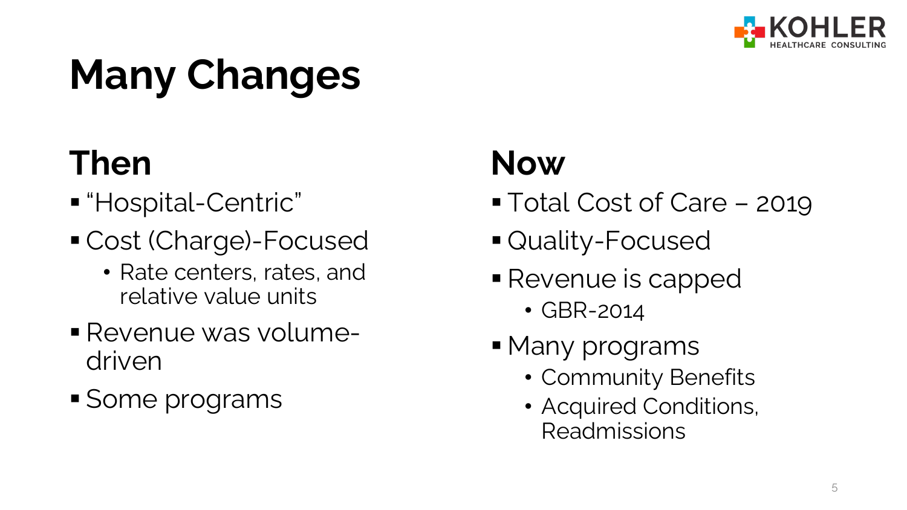# Many Changes

## Then

- "Hospital-Centric"
- Cost (Charge)-Focused
  - Rate centers, rates, and relative value units
- Revenue was volume-driven
- Some programs

## Now

- Total Cost of Care – 2019
- Quality-Focused
- Revenue is capped
  - GBR-2014
- Many programs
  - Community Benefits
  - Acquired Conditions, Readmissions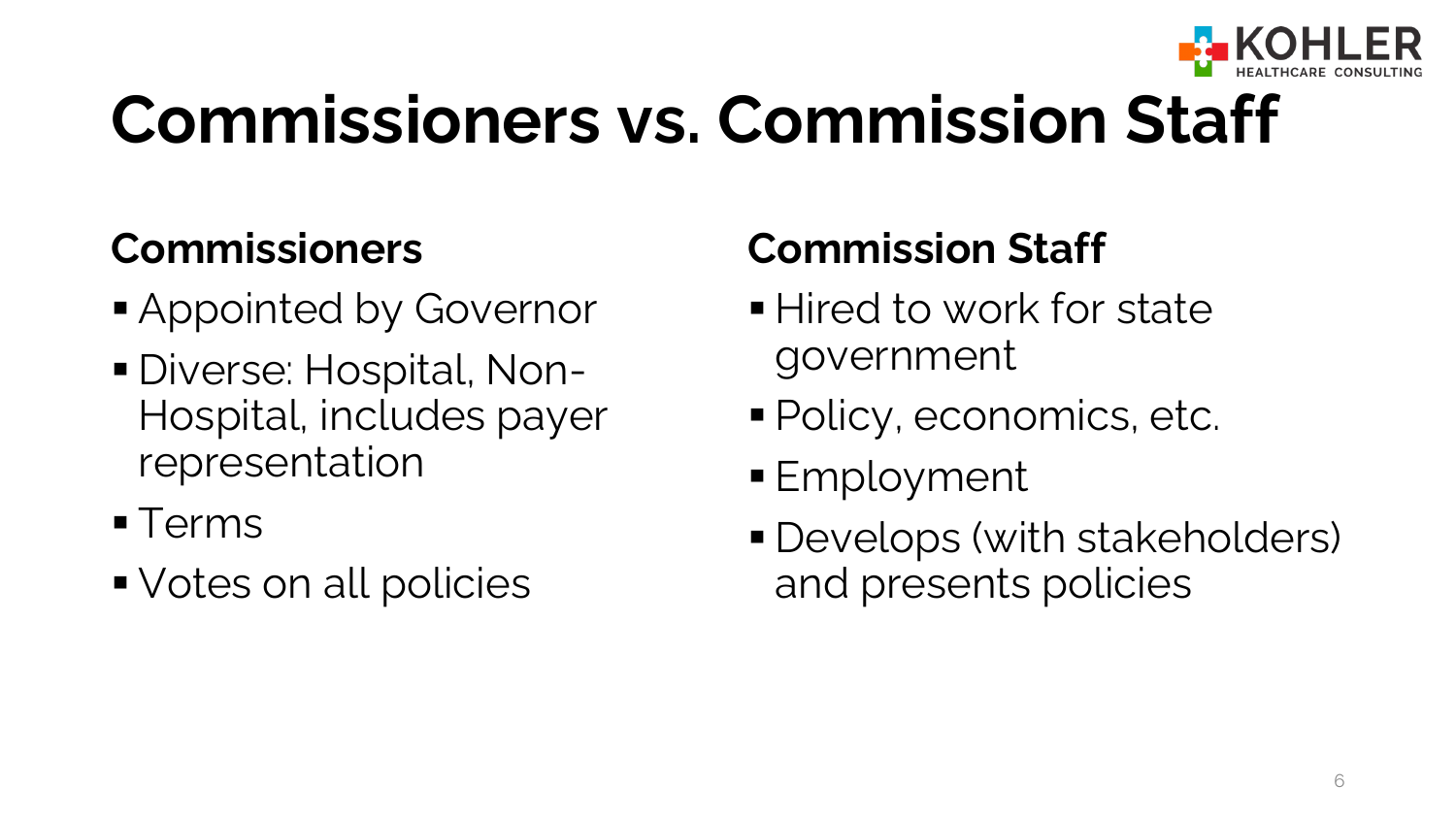# Commissioners vs. Commission Staff

## Commissioners

- Appointed by Governor
- Diverse: Hospital, Non-Hospital, includes payer representation
- Terms
- Votes on all policies

## Commission Staff

- Hired to work for state government
- Policy, economics, etc.
- Employment
- Develops (with stakeholders) and presents policies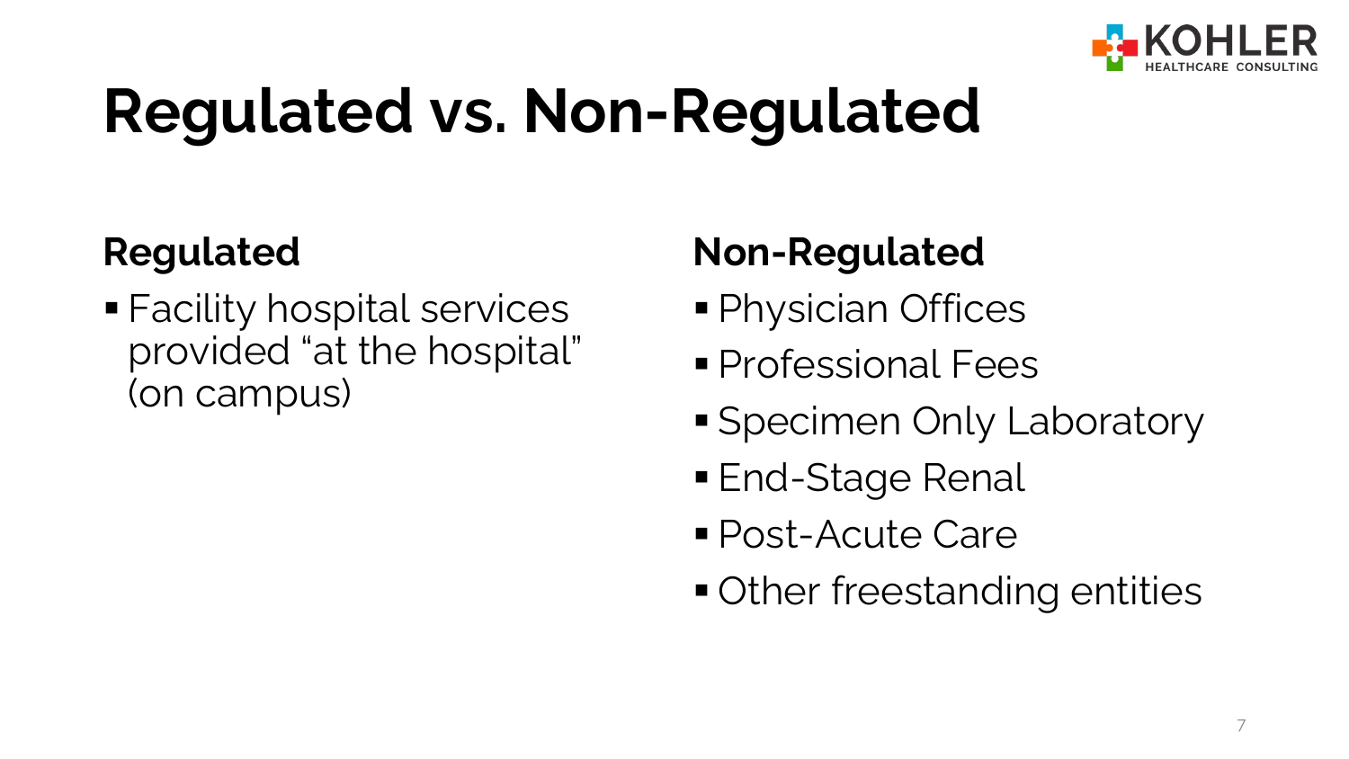# Regulated vs. Non-Regulated

## Regulated

- Facility hospital services provided “at the hospital” (on campus)

## Non-Regulated

- Physician Offices
- Professional Fees
- Specimen Only Laboratory
- End-Stage Renal
- Post-Acute Care
- Other freestanding entities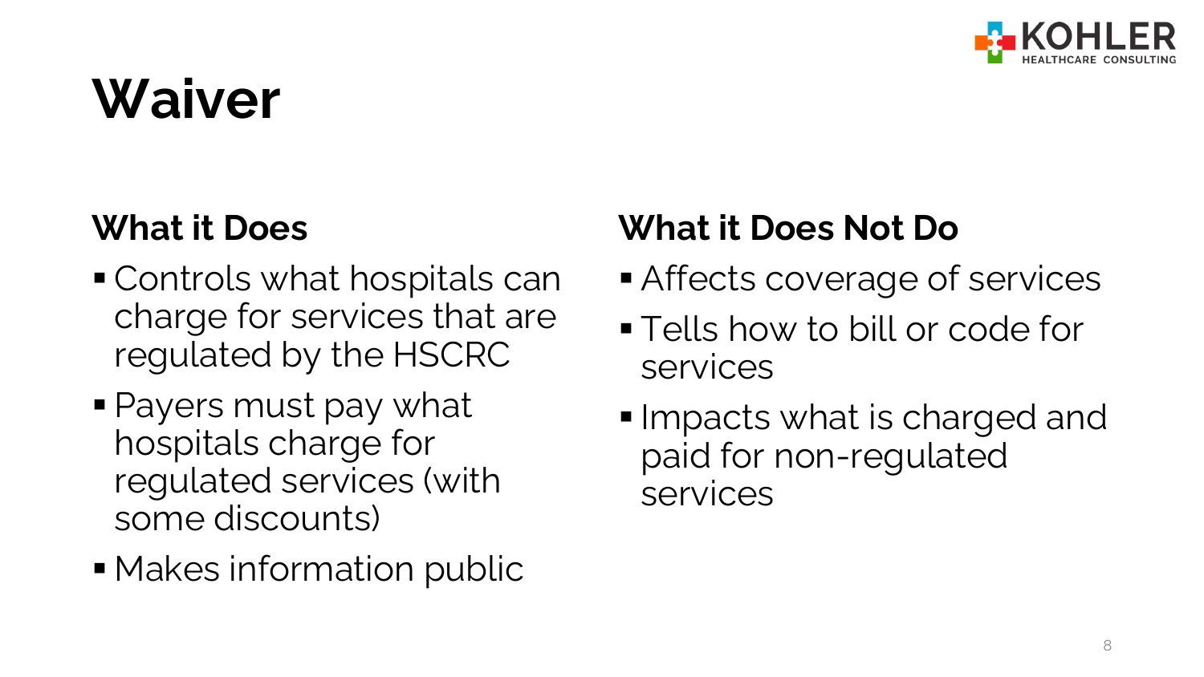# Waiver

## What it Does

- Controls what hospitals can charge for services that are regulated by the HSCRC
- Payers must pay what hospitals charge for regulated services (with some discounts)
- Makes information public

## What it Does Not Do

- Affects coverage of services
- Tells how to bill or code for services
- Impacts what is charged and paid for non-regulated services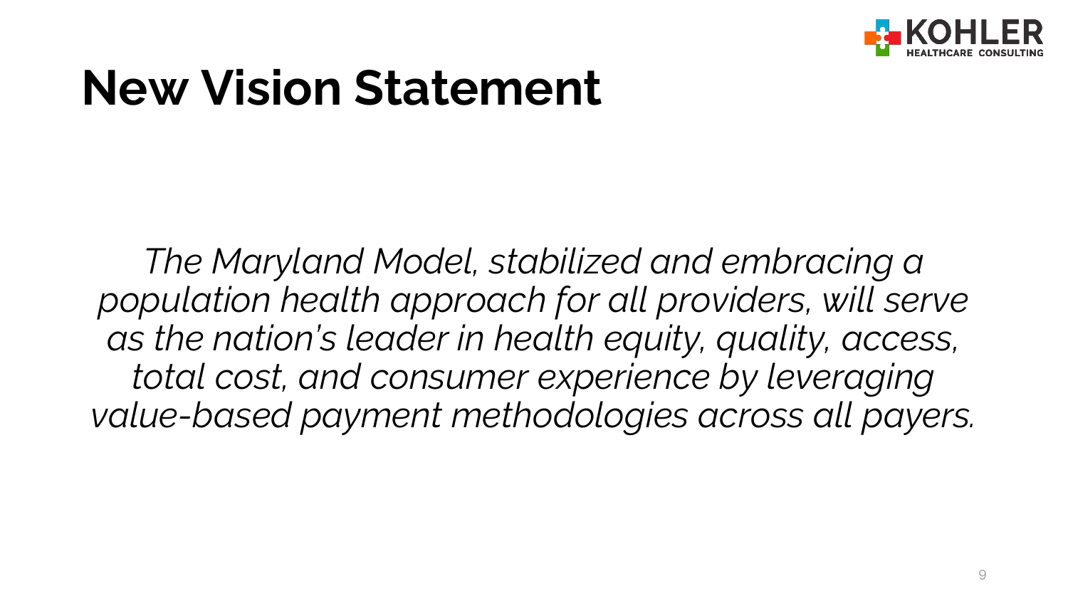# New Vision Statement

*The Maryland Model, stabilized and embracing a population health approach for all providers, will serve as the nation's leader in health equity, quality, access, total cost, and consumer experience by leveraging value-based payment methodologies across all payers.*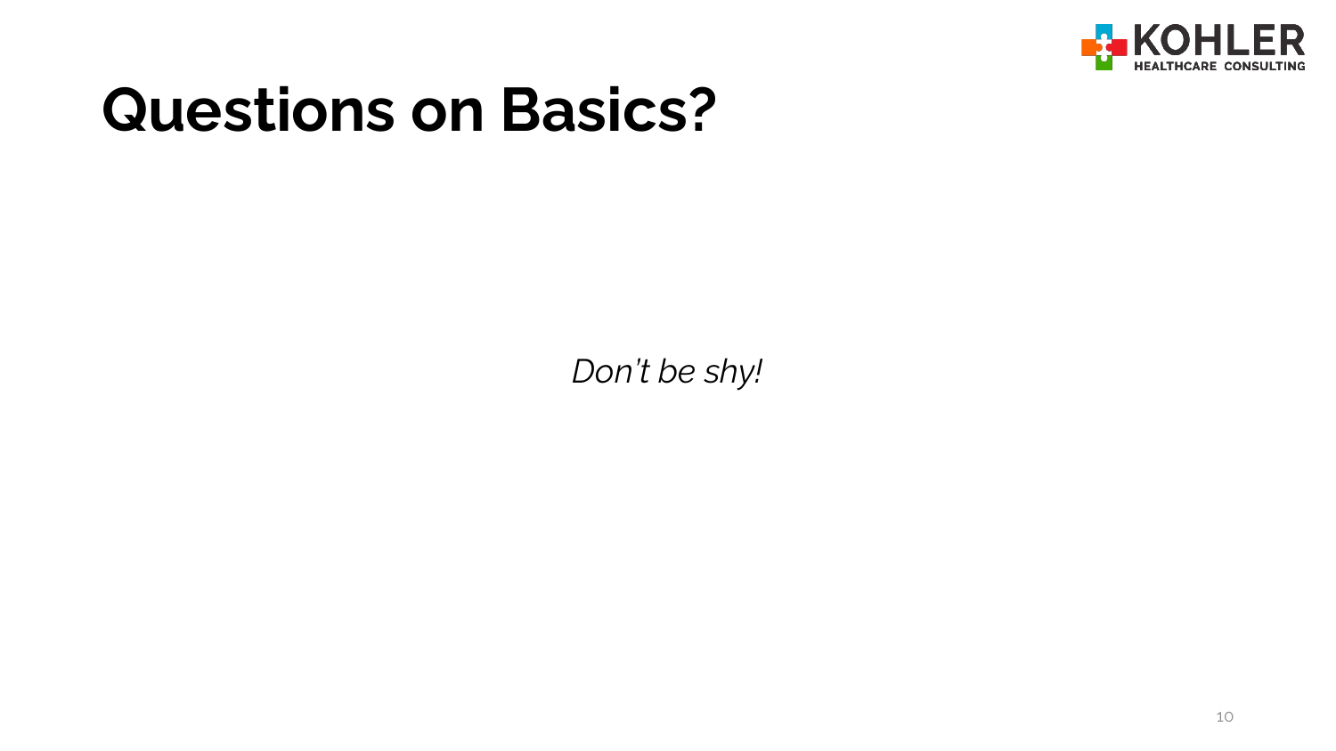# Questions on Basics?

*Don't be shy!*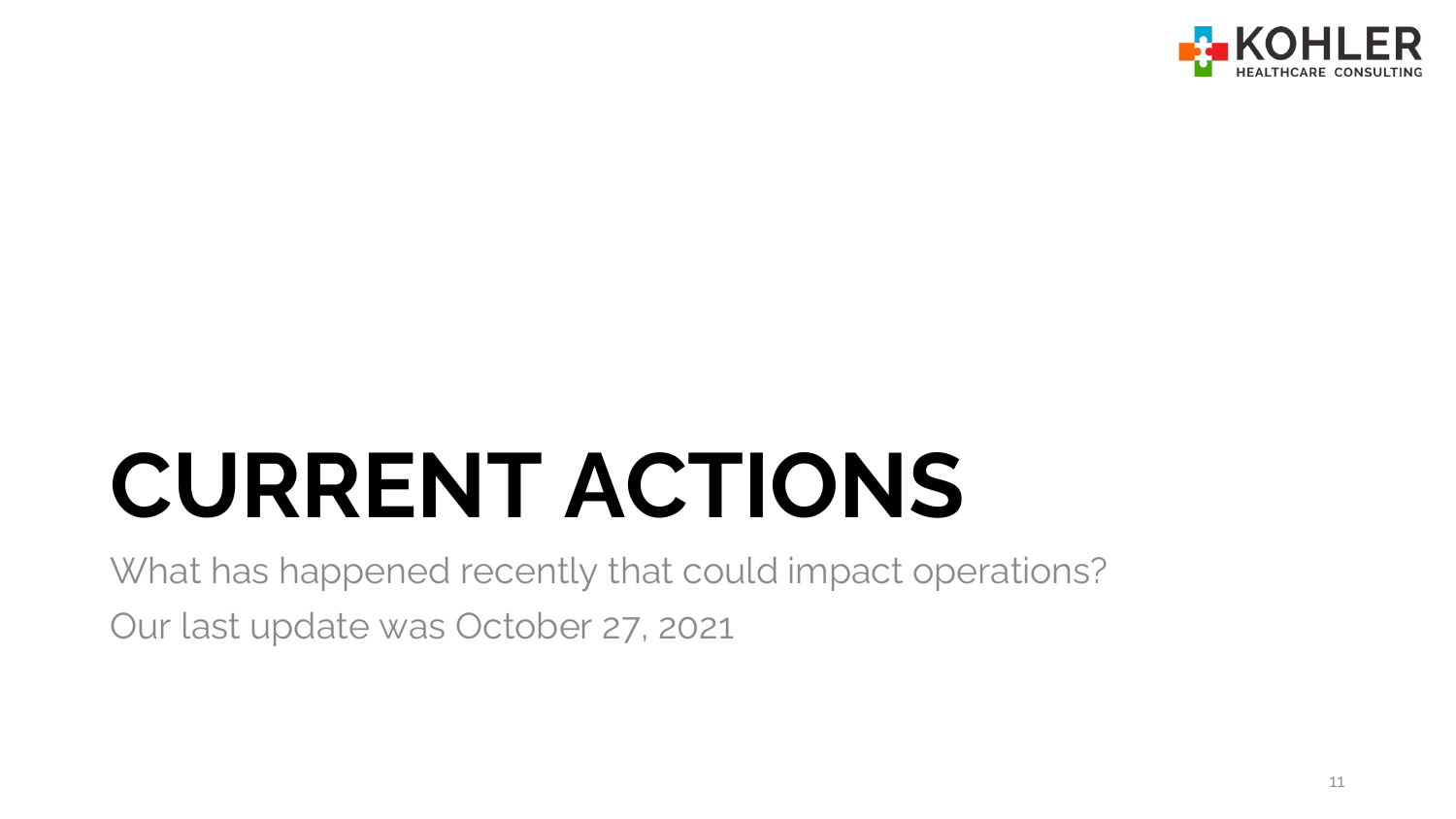# CURRENT ACTIONS

What has happened recently that could impact operations?

Our last update was October 27, 2021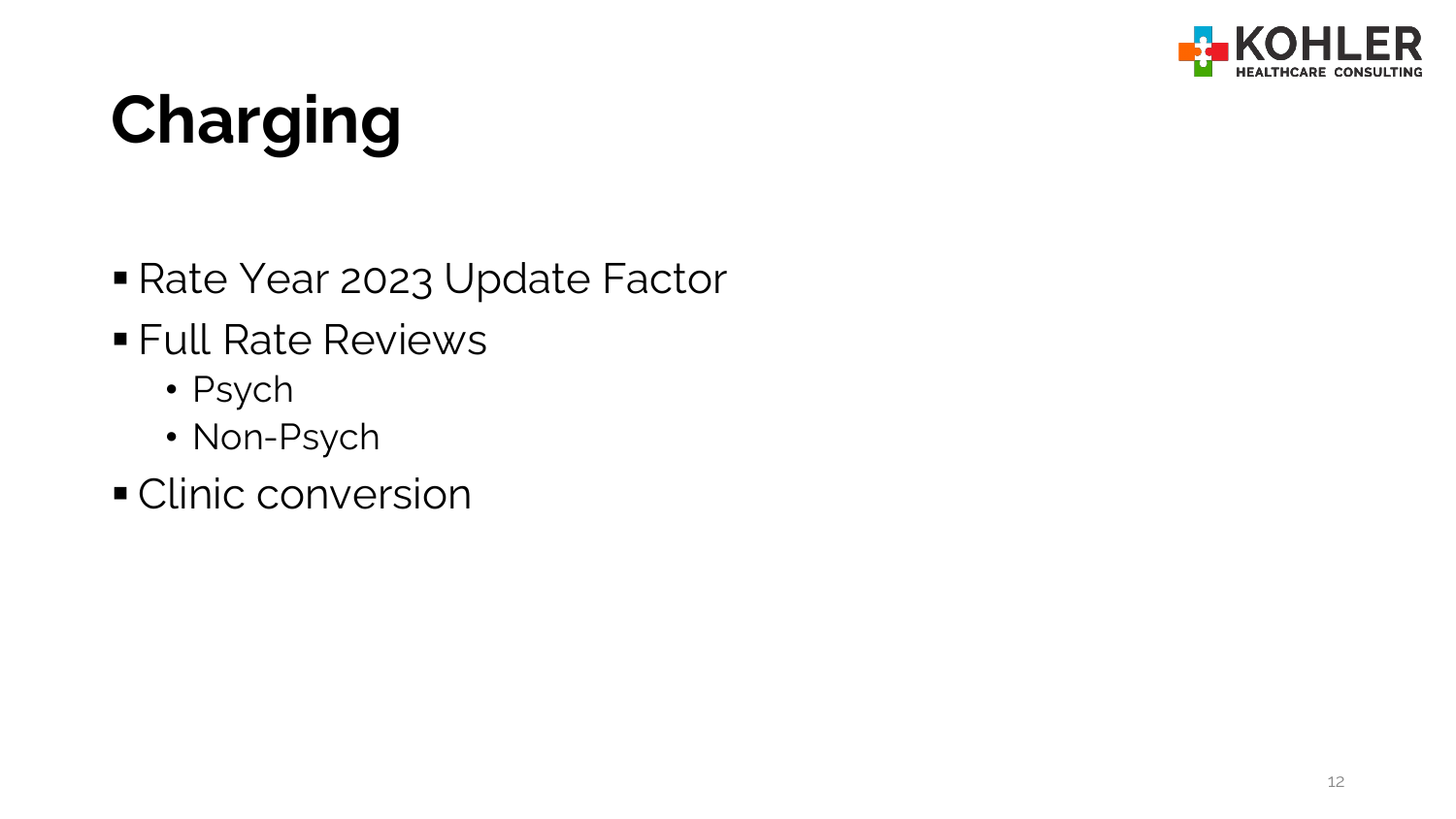# Charging

- Rate Year 2023 Update Factor
- Full Rate Reviews
  - Psych
  - Non-Psych
- Clinic conversion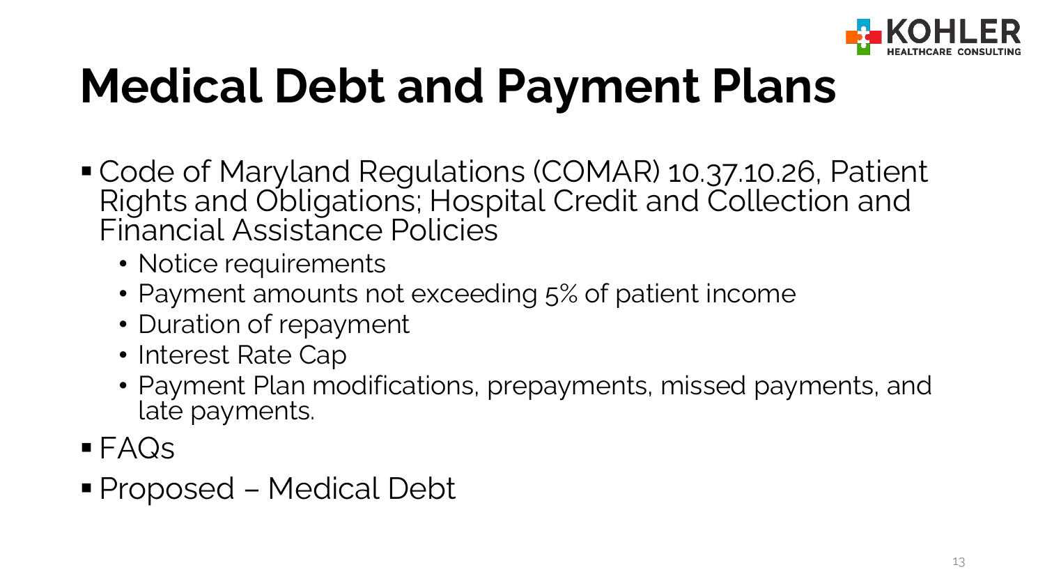# Medical Debt and Payment Plans

- Code of Maryland Regulations (COMAR) 10.37.10.26, Patient Rights and Obligations; Hospital Credit and Collection and Financial Assistance Policies
  - Notice requirements
  - Payment amounts not exceeding 5% of patient income
  - Duration of repayment
  - Interest Rate Cap
  - Payment Plan modifications, prepayments, missed payments, and late payments.
- FAQs
- Proposed – Medical Debt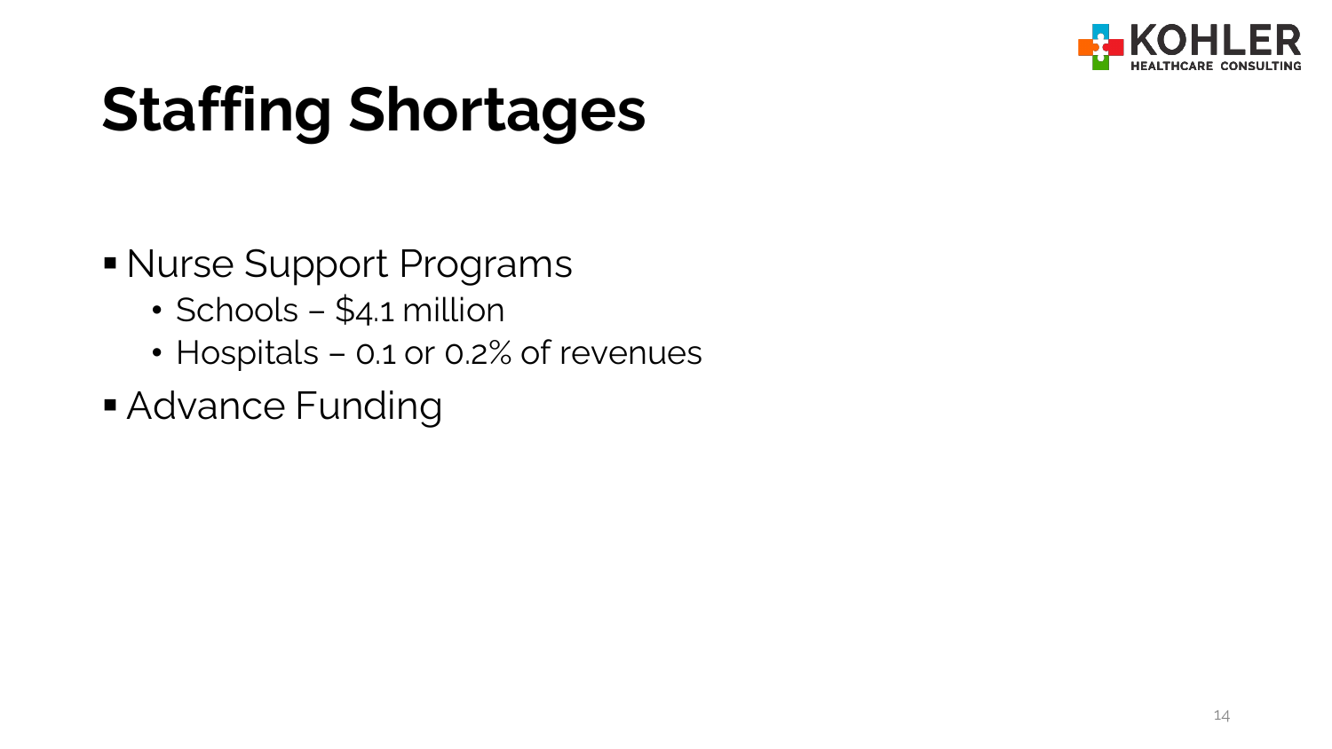# Staffing Shortages

- Nurse Support Programs
  - Schools – $4.1 million
  - Hospitals – 0.1 or 0.2% of revenues
- Advance Funding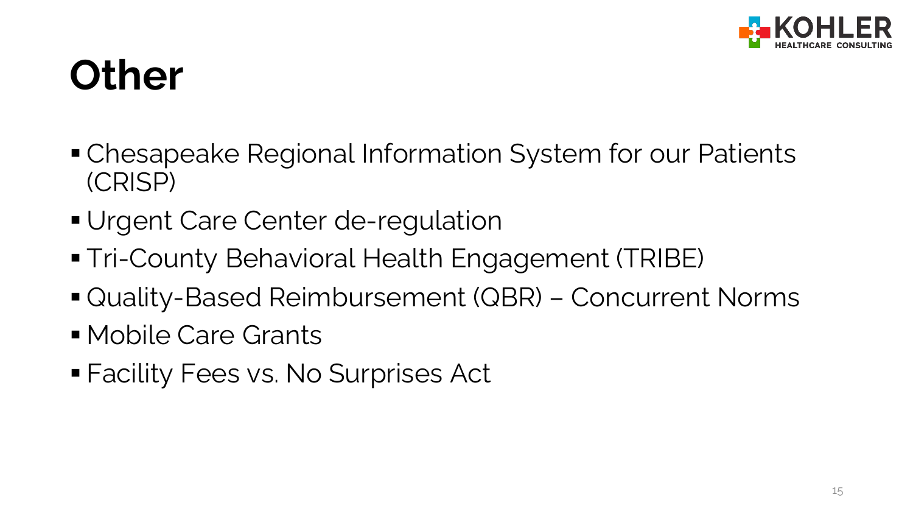# Other

- Chesapeake Regional Information System for our Patients (CRISP)
- Urgent Care Center de-regulation
- Tri-County Behavioral Health Engagement (TRIBE)
- Quality-Based Reimbursement (QBR) – Concurrent Norms
- Mobile Care Grants
- Facility Fees vs. No Surprises Act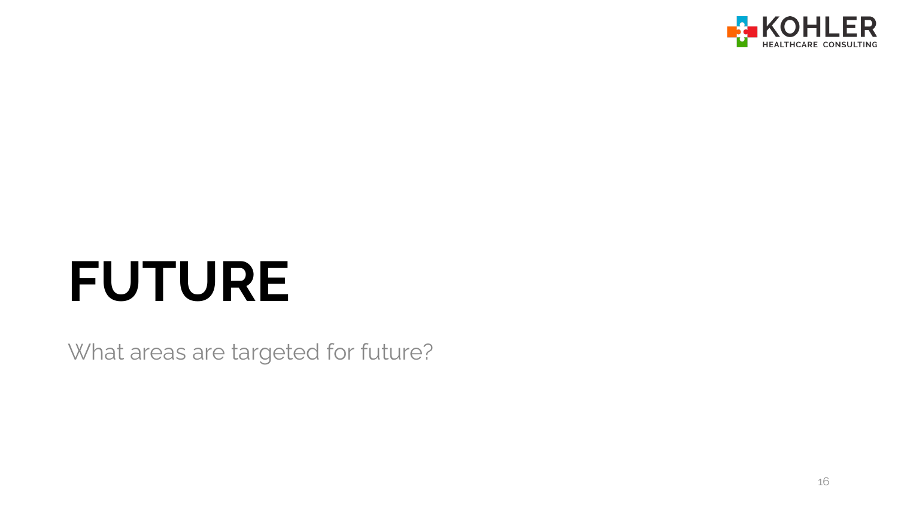# FUTURE

What areas are targeted for future?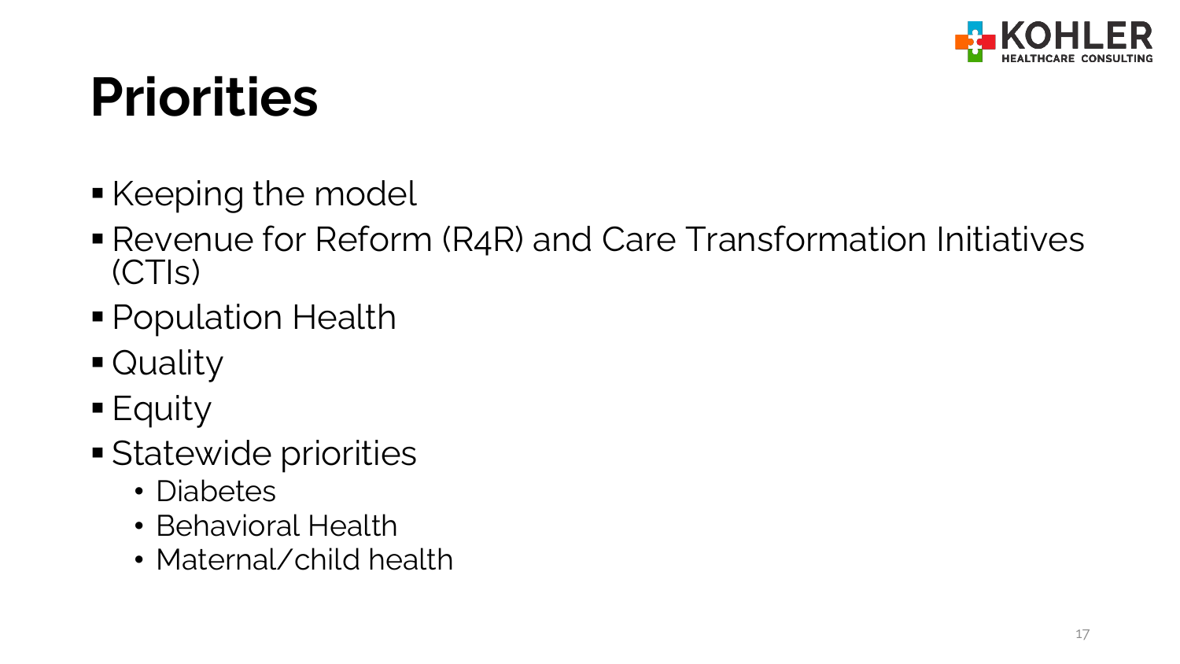# Priorities

- Keeping the model
- Revenue for Reform (R4R) and Care Transformation Initiatives (CTIs)
- Population Health
- Quality
- Equity
- Statewide priorities
  - Diabetes
  - Behavioral Health
  - Maternal/child health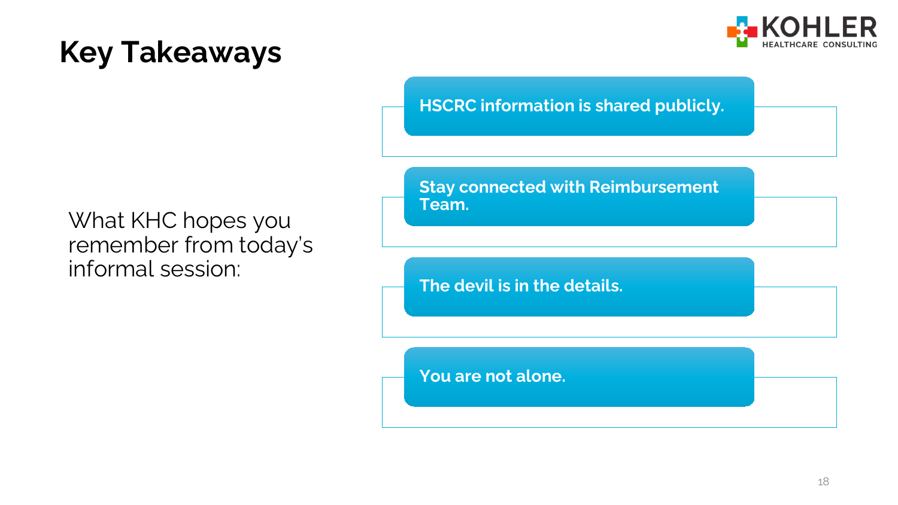# Key Takeaways

What KHC hopes you remember from today's informal session:

- **HSCRC information is shared publicly.**
- **Stay connected with Reimbursement Team.**
- **The devil is in the details.**
- **You are not alone.**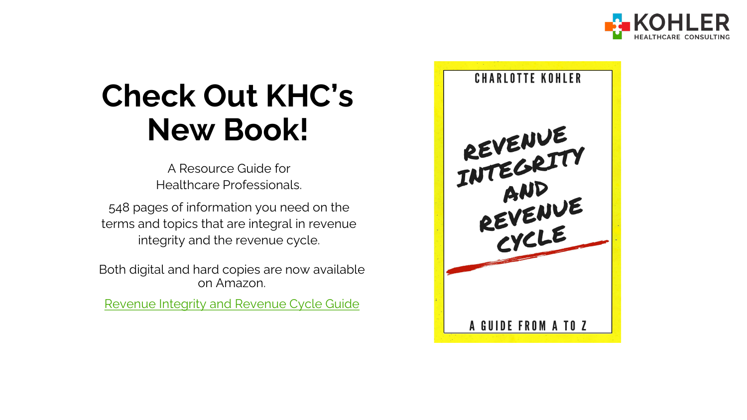# Check Out KHC's New Book!

A Resource Guide for Healthcare Professionals.

548 pages of information you need on the terms and topics that are integral in revenue integrity and the revenue cycle.

Both digital and hard copies are now available on Amazon.

Revenue Integrity and Revenue Cycle Guide

CHARLOTTE KOHLER

REVENUE INTEGRITY AND REVENUE CYCLE

A GUIDE FROM A TO Z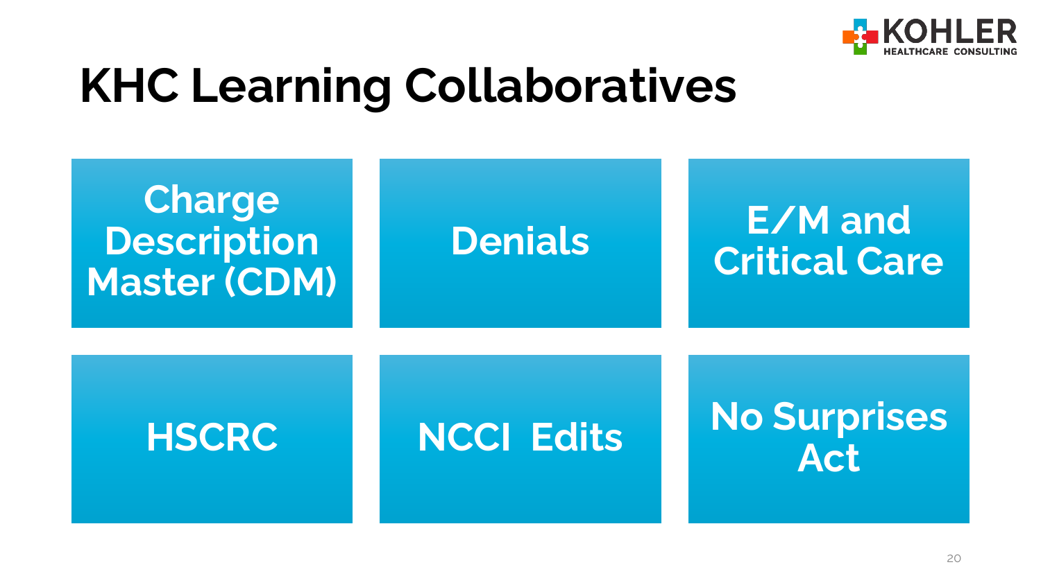# KHC Learning Collaboratives

- Charge Description Master (CDM)
- Denials
- E/M and Critical Care
- HSCRC
- NCCI Edits
- No Surprises Act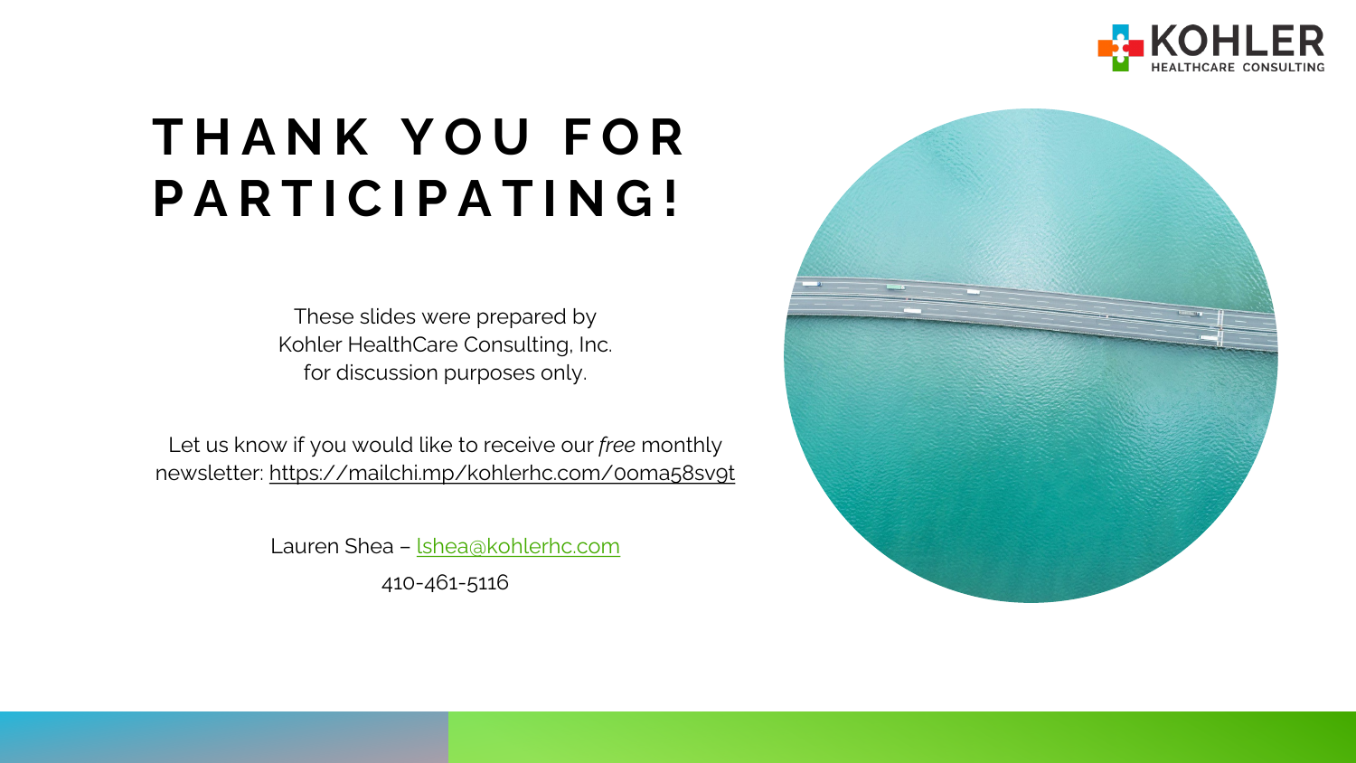# THANK YOU FOR PARTICIPATING!

These slides were prepared by
Kohler HealthCare Consulting, Inc.
for discussion purposes only.

Let us know if you would like to receive our *free* monthly newsletter: https://mailchi.mp/kohlerhc.com/0oma58sv9t

Lauren Shea – lshea@kohlerhc.com

410-461-5116